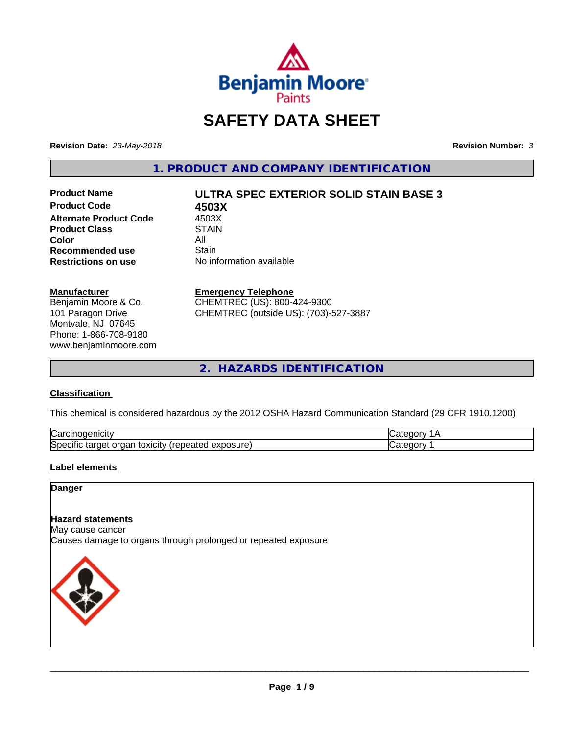# SAFETY DATA SHEET

**Revision Date:** *23-May-2018* **Revision Number:** *3*

## 1. PRODUCT AND COMPANY IDENTIFICATION

| | |
|---|---|
| **Product Name** | **ULTRA SPEC EXTERIOR SOLID STAIN BASE 3** |
| **Product Code** | **4503X** |
| **Alternate Product Code** | 4503X |
| **Product Class** | STAIN |
| **Color** | All |
| **Recommended use** | Stain |
| **Restrictions on use** | No information available |

**Manufacturer**
Benjamin Moore & Co.
101 Paragon Drive
Montvale, NJ 07645
Phone: 1-866-708-9180
www.benjaminmoore.com

**Emergency Telephone**
CHEMTREC (US): 800-424-9300
CHEMTREC (outside US): (703)-527-3887

## 2. HAZARDS IDENTIFICATION

### Classification

This chemical is considered hazardous by the 2012 OSHA Hazard Communication Standard (29 CFR 1910.1200)

| | |
|---|---|
| Carcinogenicity | Category 1A |
| Specific target organ toxicity (repeated exposure) | Category 1 |

### Label elements

**Danger**

**Hazard statements**
May cause cancer
Causes damage to organs through prolonged or repeated exposure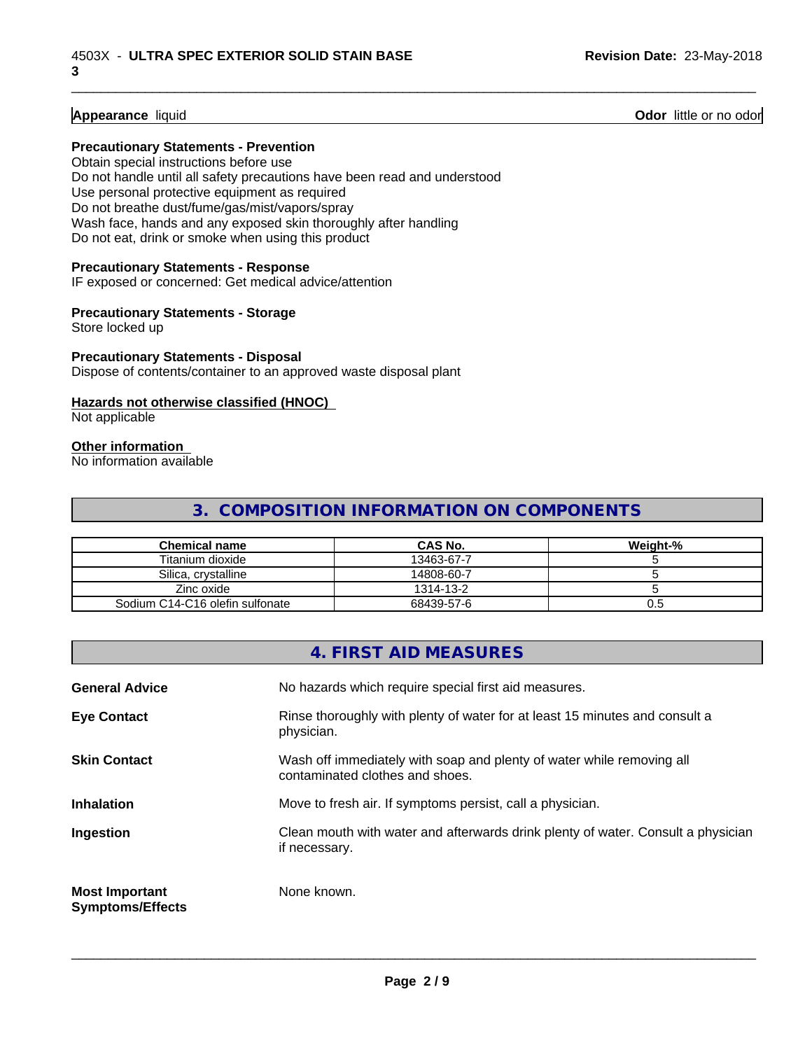**Appearance** liquid **Odor** little or no odor

**Precautionary Statements - Prevention**

Obtain special instructions before use
Do not handle until all safety precautions have been read and understood
Use personal protective equipment as required
Do not breathe dust/fume/gas/mist/vapors/spray
Wash face, hands and any exposed skin thoroughly after handling
Do not eat, drink or smoke when using this product

**Precautionary Statements - Response**

IF exposed or concerned: Get medical advice/attention

**Precautionary Statements - Storage**

Store locked up

**Precautionary Statements - Disposal**

Dispose of contents/container to an approved waste disposal plant

**Hazards not otherwise classified (HNOC)**

Not applicable

**Other information**

No information available

## 3. COMPOSITION INFORMATION ON COMPONENTS

| Chemical name | CAS No. | Weight-% |
|---|---|---|
| Titanium dioxide | 13463-67-7 | 5 |
| Silica, crystalline | 14808-60-7 | 5 |
| Zinc oxide | 1314-13-2 | 5 |
| Sodium C14-C16 olefin sulfonate | 68439-57-6 | 0.5 |

## 4. FIRST AID MEASURES

**General Advice** No hazards which require special first aid measures.

**Eye Contact** Rinse thoroughly with plenty of water for at least 15 minutes and consult a physician.

**Skin Contact** Wash off immediately with soap and plenty of water while removing all contaminated clothes and shoes.

**Inhalation** Move to fresh air. If symptoms persist, call a physician.

**Ingestion** Clean mouth with water and afterwards drink plenty of water. Consult a physician if necessary.

**Most Important Symptoms/Effects** None known.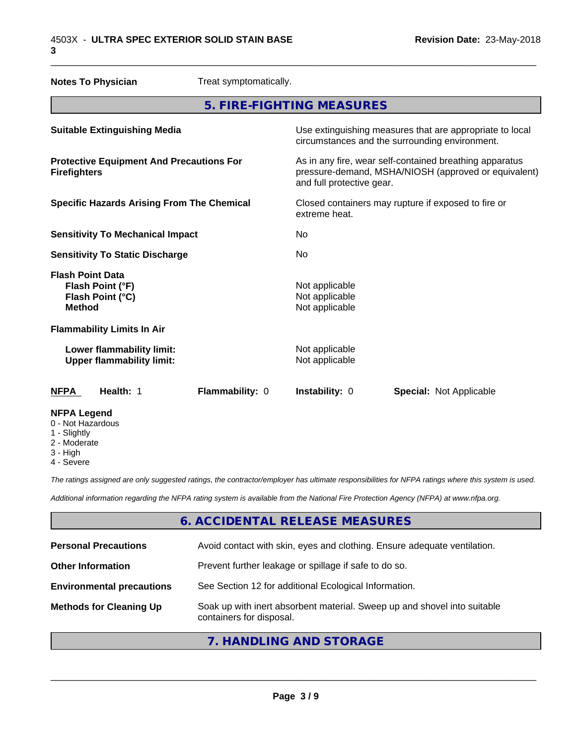**Notes To Physician** Treat symptomatically.

## 5. FIRE-FIGHTING MEASURES

| | |
|---|---|
| **Suitable Extinguishing Media** | Use extinguishing measures that are appropriate to local circumstances and the surrounding environment. |
| **Protective Equipment And Precautions For Firefighters** | As in any fire, wear self-contained breathing apparatus pressure-demand, MSHA/NIOSH (approved or equivalent) and full protective gear. |
| **Specific Hazards Arising From The Chemical** | Closed containers may rupture if exposed to fire or extreme heat. |
| **Sensitivity To Mechanical Impact** | No |
| **Sensitivity To Static Discharge** | No |
| **Flash Point Data** | |
| **Flash Point (°F)** | Not applicable |
| **Flash Point (°C)** | Not applicable |
| **Method** | Not applicable |
| **Flammability Limits In Air** | |
| **Lower flammability limit:** | Not applicable |
| **Upper flammability limit:** | Not applicable |

**NFPA** **Health:** 1 **Flammability:** 0 **Instability:** 0 **Special:** Not Applicable

**NFPA Legend**
- 0 - Not Hazardous
- 1 - Slightly
- 2 - Moderate
- 3 - High
- 4 - Severe

*The ratings assigned are only suggested ratings, the contractor/employer has ultimate responsibilities for NFPA ratings where this system is used.*

*Additional information regarding the NFPA rating system is available from the National Fire Protection Agency (NFPA) at www.nfpa.org.*

## 6. ACCIDENTAL RELEASE MEASURES

| | |
|---|---|
| **Personal Precautions** | Avoid contact with skin, eyes and clothing. Ensure adequate ventilation. |
| **Other Information** | Prevent further leakage or spillage if safe to do so. |
| **Environmental precautions** | See Section 12 for additional Ecological Information. |
| **Methods for Cleaning Up** | Soak up with inert absorbent material. Sweep up and shovel into suitable containers for disposal. |

## 7. HANDLING AND STORAGE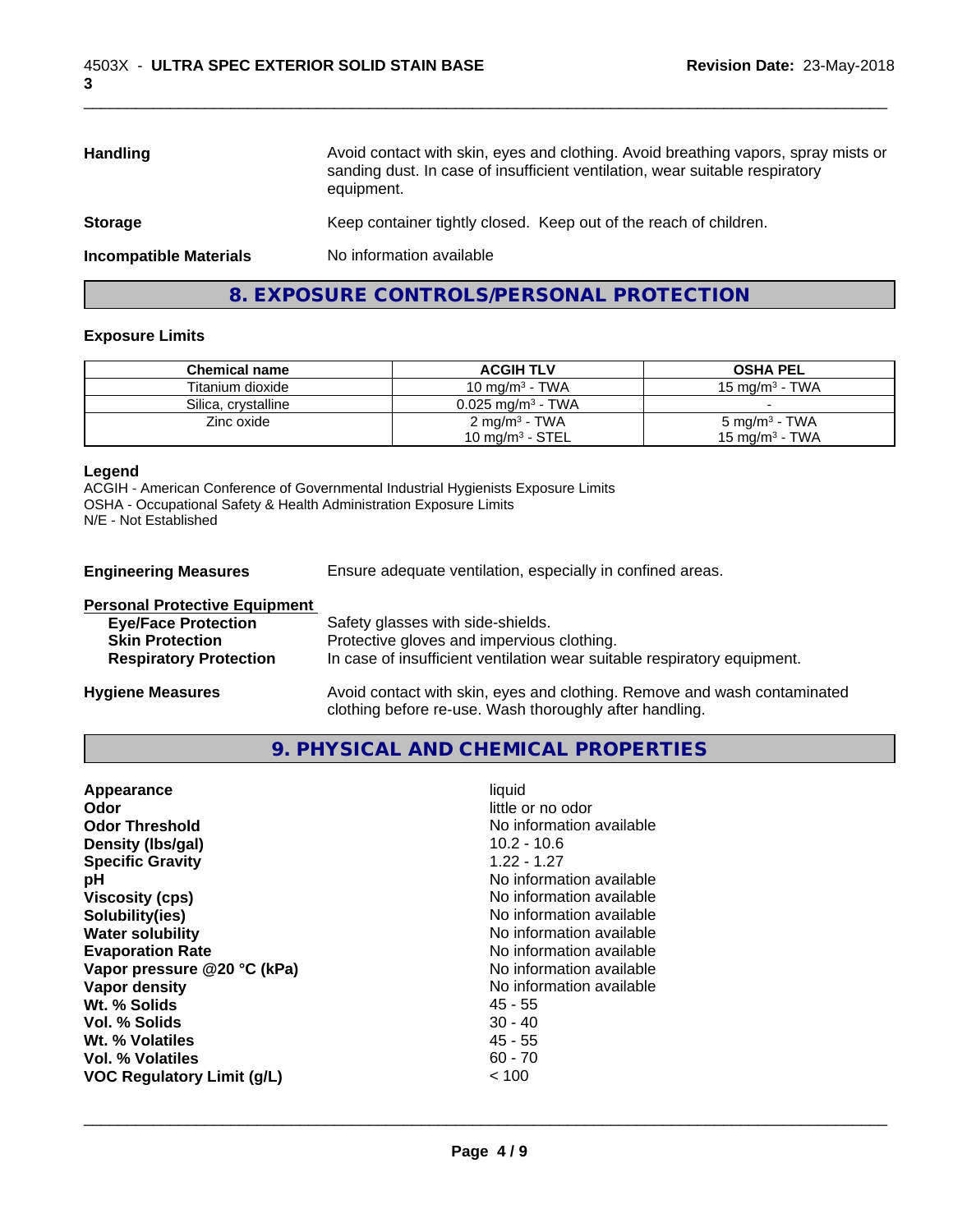| | |
|---|---|
| **Handling** | Avoid contact with skin, eyes and clothing. Avoid breathing vapors, spray mists or sanding dust. In case of insufficient ventilation, wear suitable respiratory equipment. |
| **Storage** | Keep container tightly closed. Keep out of the reach of children. |
| **Incompatible Materials** | No information available |

## 8. EXPOSURE CONTROLS/PERSONAL PROTECTION

### Exposure Limits

| Chemical name | ACGIH TLV | OSHA PEL |
|---|---|---|
| Titanium dioxide | 10 mg/m$^3$ - TWA | 15 mg/m$^3$ - TWA |
| Silica, crystalline | 0.025 mg/m$^3$ - TWA | - |
| Zinc oxide | 2 mg/m$^3$ - TWA<br>10 mg/m$^3$ - STEL | 5 mg/m$^3$ - TWA<br>15 mg/m$^3$ - TWA |

**Legend**
ACGIH - American Conference of Governmental Industrial Hygienists Exposure Limits
OSHA - Occupational Safety & Health Administration Exposure Limits
N/E - Not Established

**Engineering Measures** Ensure adequate ventilation, especially in confined areas.

**Personal Protective Equipment**

| | |
|---|---|
| **Eye/Face Protection** | Safety glasses with side-shields. |
| **Skin Protection** | Protective gloves and impervious clothing. |
| **Respiratory Protection** | In case of insufficient ventilation wear suitable respiratory equipment. |

**Hygiene Measures** Avoid contact with skin, eyes and clothing. Remove and wash contaminated clothing before re-use. Wash thoroughly after handling.

## 9. PHYSICAL AND CHEMICAL PROPERTIES

| | |
|---|---|
| **Appearance** | liquid |
| **Odor** | little or no odor |
| **Odor Threshold** | No information available |
| **Density (lbs/gal)** | 10.2 - 10.6 |
| **Specific Gravity** | 1.22 - 1.27 |
| **pH** | No information available |
| **Viscosity (cps)** | No information available |
| **Solubility(ies)** | No information available |
| **Water solubility** | No information available |
| **Evaporation Rate** | No information available |
| **Vapor pressure @20 °C (kPa)** | No information available |
| **Vapor density** | No information available |
| **Wt. % Solids** | 45 - 55 |
| **Vol. % Solids** | 30 - 40 |
| **Wt. % Volatiles** | 45 - 55 |
| **Vol. % Volatiles** | 60 - 70 |
| **VOC Regulatory Limit (g/L)** | < 100 |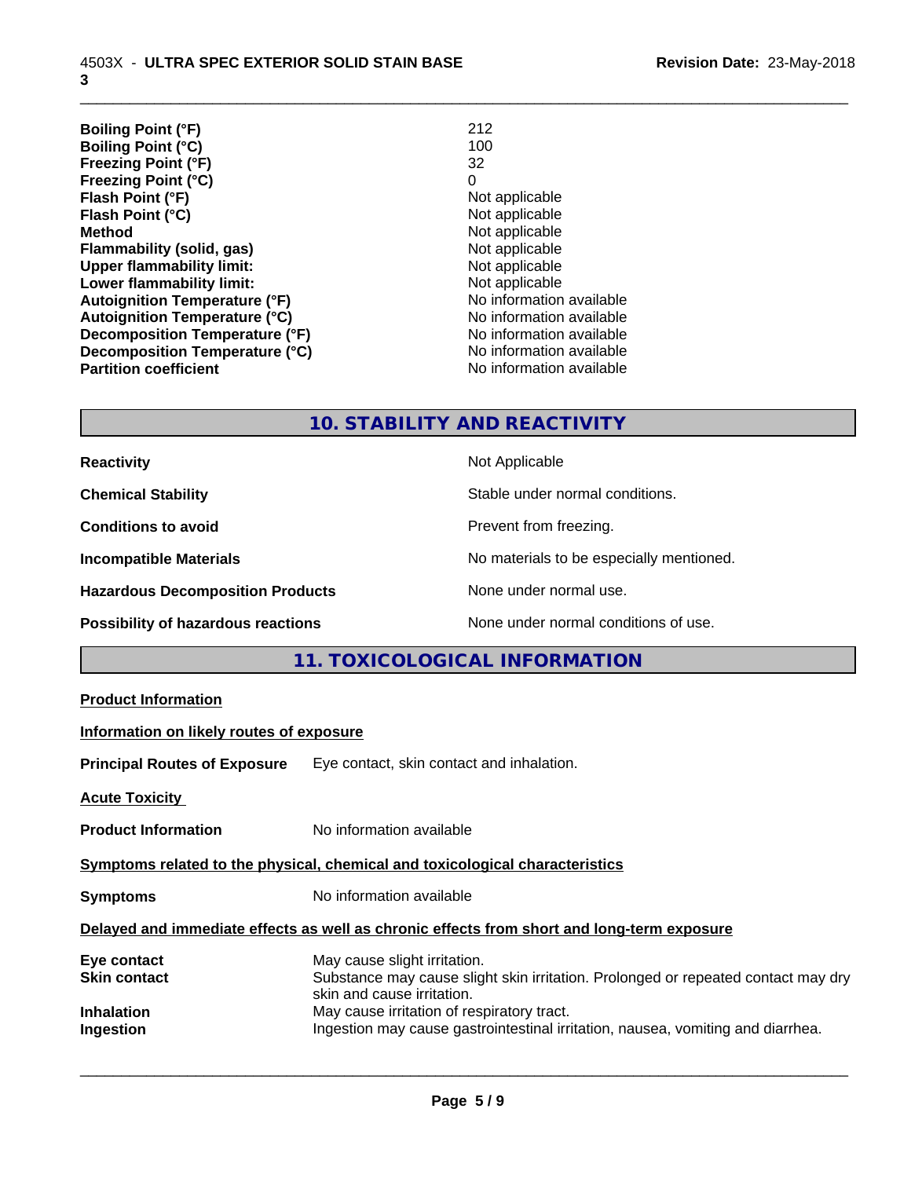| | |
|---|---|
| **Boiling Point (°F)** | 212 |
| **Boiling Point (°C)** | 100 |
| **Freezing Point (°F)** | 32 |
| **Freezing Point (°C)** | 0 |
| **Flash Point (°F)** | Not applicable |
| **Flash Point (°C)** | Not applicable |
| **Method** | Not applicable |
| **Flammability (solid, gas)** | Not applicable |
| **Upper flammability limit:** | Not applicable |
| **Lower flammability limit:** | Not applicable |
| **Autoignition Temperature (°F)** | No information available |
| **Autoignition Temperature (°C)** | No information available |
| **Decomposition Temperature (°F)** | No information available |
| **Decomposition Temperature (°C)** | No information available |
| **Partition coefficient** | No information available |

## 10. STABILITY AND REACTIVITY

| | |
|---|---|
| **Reactivity** | Not Applicable |
| **Chemical Stability** | Stable under normal conditions. |
| **Conditions to avoid** | Prevent from freezing. |
| **Incompatible Materials** | No materials to be especially mentioned. |
| **Hazardous Decomposition Products** | None under normal use. |
| **Possibility of hazardous reactions** | None under normal conditions of use. |

## 11. TOXICOLOGICAL INFORMATION

**Product Information**

**Information on likely routes of exposure**

**Principal Routes of Exposure** Eye contact, skin contact and inhalation.

**Acute Toxicity**

**Product Information** No information available

**Symptoms related to the physical, chemical and toxicological characteristics**

**Symptoms** No information available

**Delayed and immediate effects as well as chronic effects from short and long-term exposure**

| | |
|---|---|
| **Eye contact** | May cause slight irritation. |
| **Skin contact** | Substance may cause slight skin irritation. Prolonged or repeated contact may dry skin and cause irritation. |
| **Inhalation** | May cause irritation of respiratory tract. |
| **Ingestion** | Ingestion may cause gastrointestinal irritation, nausea, vomiting and diarrhea. |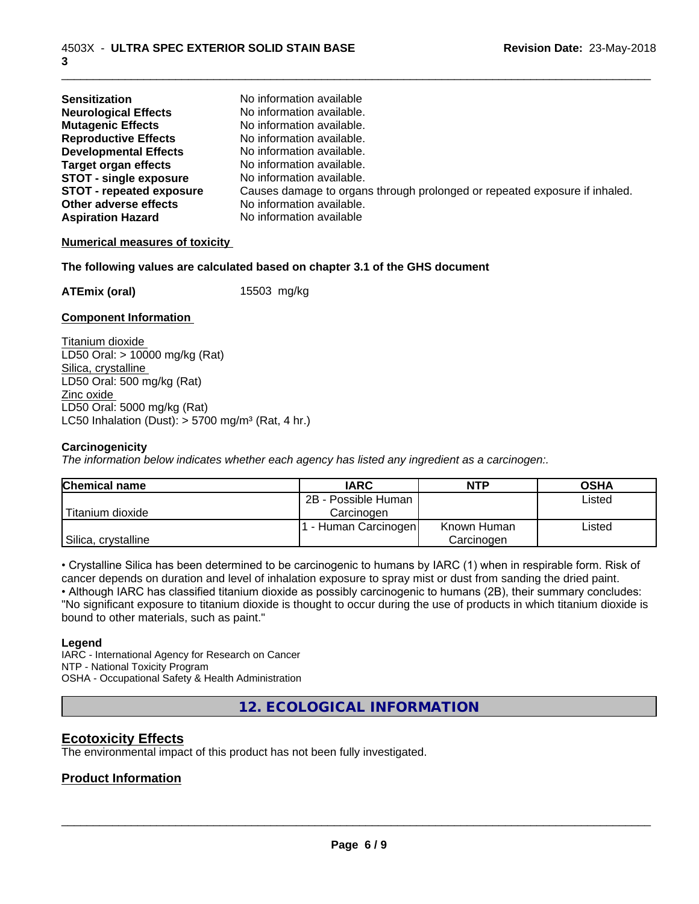| | |
|---|---|
| **Sensitization** | No information available |
| **Neurological Effects** | No information available. |
| **Mutagenic Effects** | No information available. |
| **Reproductive Effects** | No information available. |
| **Developmental Effects** | No information available. |
| **Target organ effects** | No information available. |
| **STOT - single exposure** | No information available. |
| **STOT - repeated exposure** | Causes damage to organs through prolonged or repeated exposure if inhaled. |
| **Other adverse effects** | No information available. |
| **Aspiration Hazard** | No information available |

**Numerical measures of toxicity**

**The following values are calculated based on chapter 3.1 of the GHS document**

**ATEmix (oral)** 15503 mg/kg

**Component Information**

Titanium dioxide
LD50 Oral: > 10000 mg/kg (Rat)
Silica, crystalline
LD50 Oral: 500 mg/kg (Rat)
Zinc oxide
LD50 Oral: 5000 mg/kg (Rat)
LC50 Inhalation (Dust): > 5700 mg/m³ (Rat, 4 hr.)

**Carcinogenicity**
*The information below indicates whether each agency has listed any ingredient as a carcinogen:.*

| Chemical name | IARC | NTP | OSHA |
|---|---|---|---|
| Titanium dioxide | 2B - Possible Human Carcinogen | | Listed |
| Silica, crystalline | 1 - Human Carcinogen | Known Human Carcinogen | Listed |

• Crystalline Silica has been determined to be carcinogenic to humans by IARC (1) when in respirable form. Risk of cancer depends on duration and level of inhalation exposure to spray mist or dust from sanding the dried paint.
• Although IARC has classified titanium dioxide as possibly carcinogenic to humans (2B), their summary concludes: "No significant exposure to titanium dioxide is thought to occur during the use of products in which titanium dioxide is bound to other materials, such as paint."

**Legend**
IARC - International Agency for Research on Cancer
NTP - National Toxicity Program
OSHA - Occupational Safety & Health Administration

## 12. ECOLOGICAL INFORMATION

### Ecotoxicity Effects
The environmental impact of this product has not been fully investigated.

### Product Information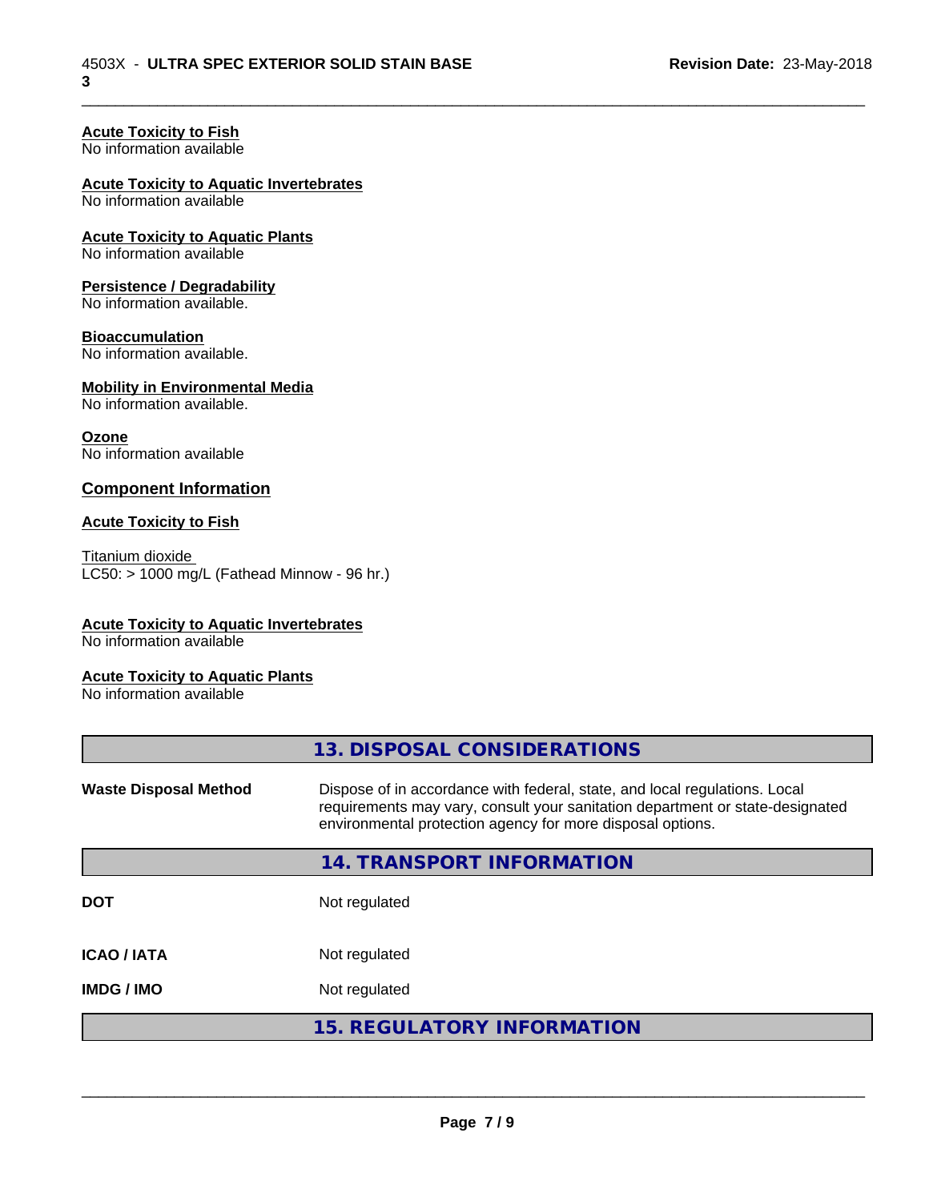**Acute Toxicity to Fish**
No information available

**Acute Toxicity to Aquatic Invertebrates**
No information available

**Acute Toxicity to Aquatic Plants**
No information available

**Persistence / Degradability**
No information available.

**Bioaccumulation**
No information available.

**Mobility in Environmental Media**
No information available.

**Ozone**
No information available

### Component Information

**Acute Toxicity to Fish**

Titanium dioxide
LC50: > 1000 mg/L (Fathead Minnow - 96 hr.)

**Acute Toxicity to Aquatic Invertebrates**
No information available

**Acute Toxicity to Aquatic Plants**
No information available

## 13. DISPOSAL CONSIDERATIONS

| | |
|---|---|
| **Waste Disposal Method** | Dispose of in accordance with federal, state, and local regulations. Local requirements may vary, consult your sanitation department or state-designated environmental protection agency for more disposal options. |

## 14. TRANSPORT INFORMATION

| | |
|---|---|
| **DOT** | Not regulated |
| **ICAO / IATA** | Not regulated |
| **IMDG / IMO** | Not regulated |

## 15. REGULATORY INFORMATION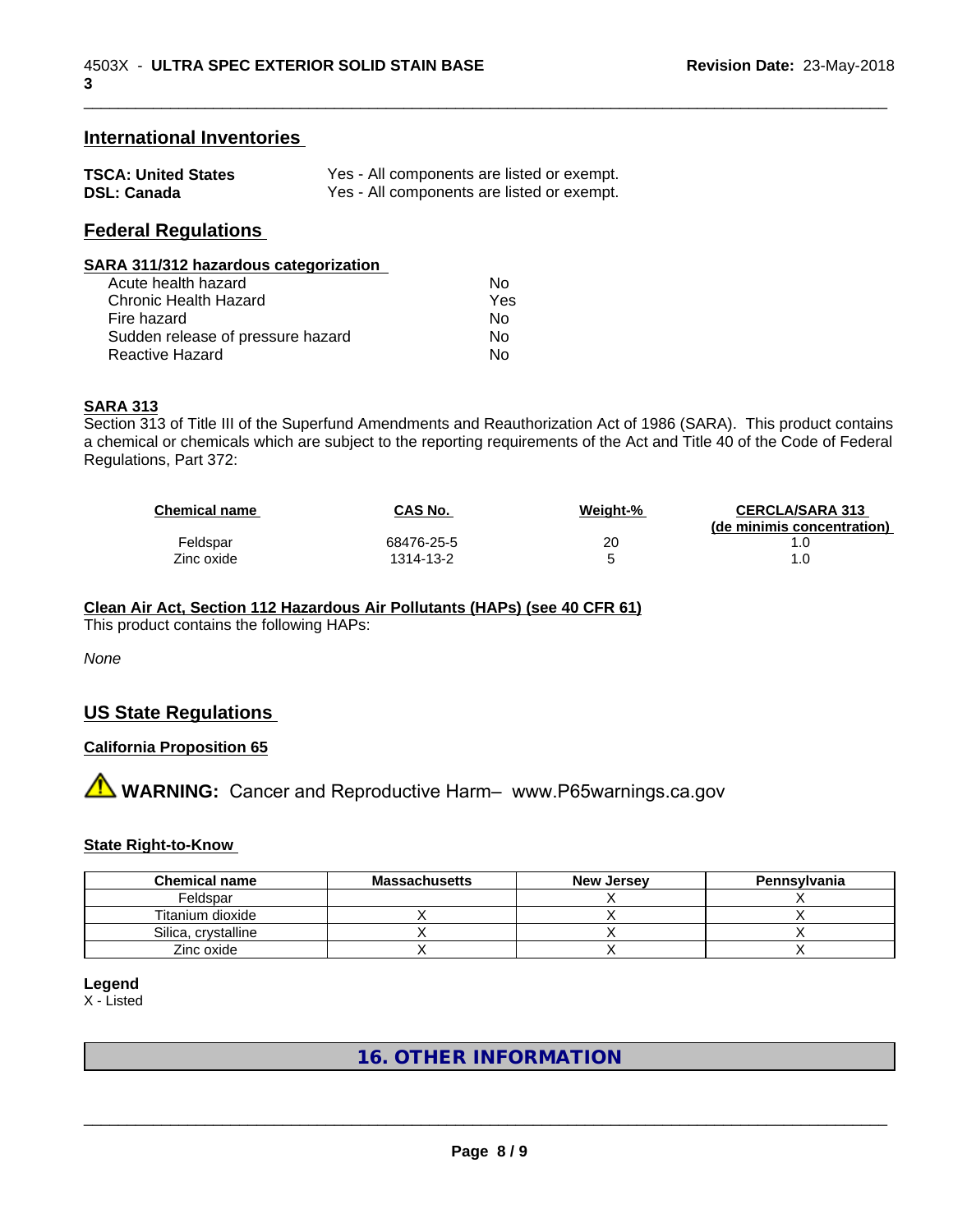## International Inventories

| | |
|---|---|
| **TSCA: United States** | Yes - All components are listed or exempt. |
| **DSL: Canada** | Yes - All components are listed or exempt. |

## Federal Regulations

**SARA 311/312 hazardous categorization**

| | |
|---|---|
| Acute health hazard | No |
| Chronic Health Hazard | Yes |
| Fire hazard | No |
| Sudden release of pressure hazard | No |
| Reactive Hazard | No |

**SARA 313**

Section 313 of Title III of the Superfund Amendments and Reauthorization Act of 1986 (SARA). This product contains a chemical or chemicals which are subject to the reporting requirements of the Act and Title 40 of the Code of Federal Regulations, Part 372:

| Chemical name | CAS No. | Weight-% | CERCLA/SARA 313 (de minimis concentration) |
|---|---|---|---|
| Feldspar | 68476-25-5 | 20 | 1.0 |
| Zinc oxide | 1314-13-2 | 5 | 1.0 |

**Clean Air Act, Section 112 Hazardous Air Pollutants (HAPs) (see 40 CFR 61)**

This product contains the following HAPs:

*None*

## US State Regulations

**California Proposition 65**

⚠ **WARNING:** Cancer and Reproductive Harm– www.P65warnings.ca.gov

**State Right-to-Know**

| Chemical name | Massachusetts | New Jersey | Pennsylvania |
|---|---|---|---|
| Feldspar | | X | X |
| Titanium dioxide | X | X | X |
| Silica, crystalline | X | X | X |
| Zinc oxide | X | X | X |

**Legend**

X - Listed

## 16. OTHER INFORMATION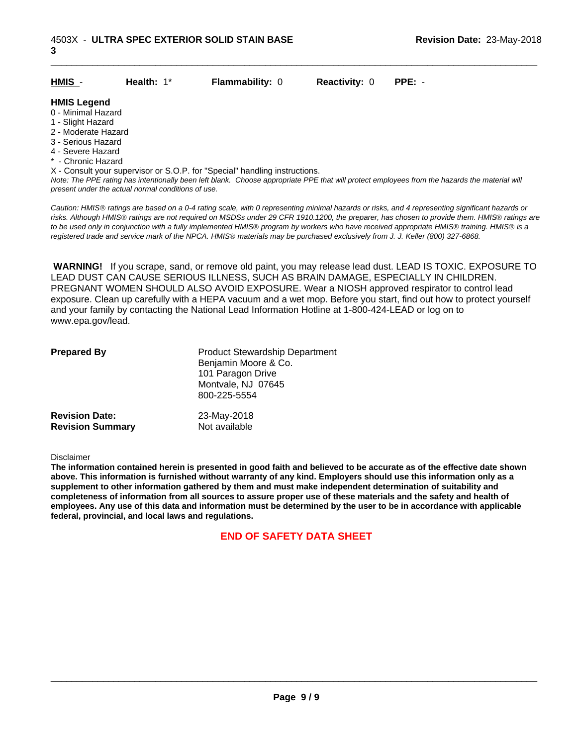| **HMIS** - | **Health:** 1* | **Flammability:** 0 | **Reactivity:** 0 | **PPE:** - |
|---|---|---|---|---|

**HMIS Legend**

0 - Minimal Hazard
1 - Slight Hazard
2 - Moderate Hazard
3 - Serious Hazard
4 - Severe Hazard
* - Chronic Hazard
X - Consult your supervisor or S.O.P. for "Special" handling instructions.

*Note: The PPE rating has intentionally been left blank. Choose appropriate PPE that will protect employees from the hazards the material will present under the actual normal conditions of use.*

*Caution: HMIS® ratings are based on a 0-4 rating scale, with 0 representing minimal hazards or risks, and 4 representing significant hazards or risks. Although HMIS® ratings are not required on MSDSs under 29 CFR 1910.1200, the preparer, has chosen to provide them. HMIS® ratings are to be used only in conjunction with a fully implemented HMIS® program by workers who have received appropriate HMIS® training. HMIS® is a registered trade and service mark of the NPCA. HMIS® materials may be purchased exclusively from J. J. Keller (800) 327-6868.*

**WARNING!** If you scrape, sand, or remove old paint, you may release lead dust. LEAD IS TOXIC. EXPOSURE TO LEAD DUST CAN CAUSE SERIOUS ILLNESS, SUCH AS BRAIN DAMAGE, ESPECIALLY IN CHILDREN. PREGNANT WOMEN SHOULD ALSO AVOID EXPOSURE. Wear a NIOSH approved respirator to control lead exposure. Clean up carefully with a HEPA vacuum and a wet mop. Before you start, find out how to protect yourself and your family by contacting the National Lead Information Hotline at 1-800-424-LEAD or log on to www.epa.gov/lead.

**Prepared By**
Product Stewardship Department
Benjamin Moore & Co.
101 Paragon Drive
Montvale, NJ 07645
800-225-5554

**Revision Date:** 23-May-2018
**Revision Summary** Not available

Disclaimer

**The information contained herein is presented in good faith and believed to be accurate as of the effective date shown above. This information is furnished without warranty of any kind. Employers should use this information only as a supplement to other information gathered by them and must make independent determination of suitability and completeness of information from all sources to assure proper use of these materials and the safety and health of employees. Any use of this data and information must be determined by the user to be in accordance with applicable federal, provincial, and local laws and regulations.**

**END OF SAFETY DATA SHEET**